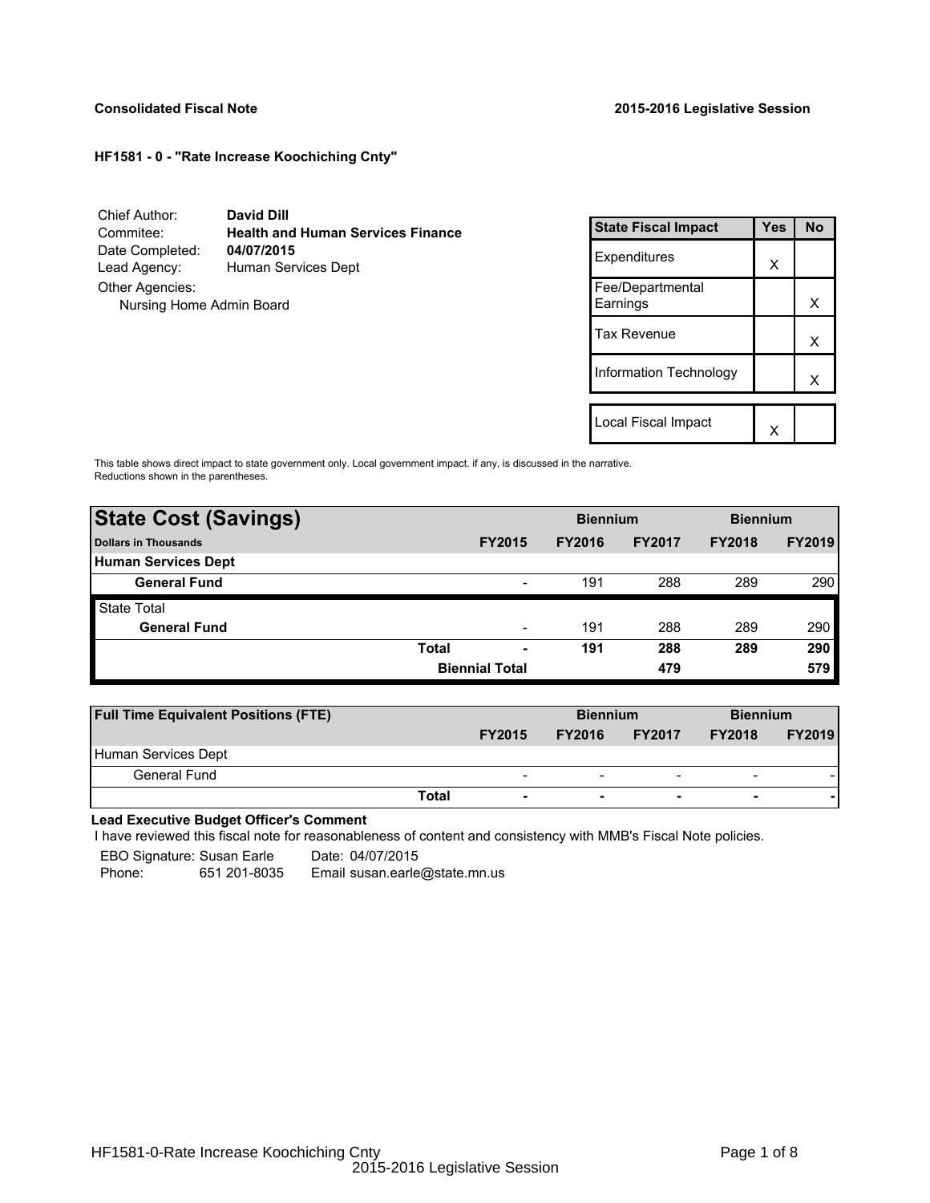**Consolidated Fiscal Note** **2015-2016 Legislative Session**

**HF1581 - 0 - "Rate Increase Koochiching Cnty"**

| | |
|---|---|
| Chief Author: | **David Dill** |
| Commitee: | **Health and Human Services Finance** |
| Date Completed: | **04/07/2015** |
| Lead Agency: | Human Services Dept |
| Other Agencies: | |
| Nursing Home Admin Board | |

| State Fiscal Impact | Yes | No |
|---|---|---|
| Expenditures | X | |
| Fee/Departmental Earnings | | X |
| Tax Revenue | | X |
| Information Technology | | X |
| Local Fiscal Impact | X | |

This table shows direct impact to state government only. Local government impact. if any, is discussed in the narrative. Reductions shown in the parentheses.

| **State Cost (Savings)** | | | Biennium | | Biennium | |
|---|---|---|---|---|---|---|
| **Dollars in Thousands** | | **FY2015** | **FY2016** | **FY2017** | **FY2018** | **FY2019** |
| **Human Services Dept** | | | | | | |
| **General Fund** | | - | 191 | 288 | 289 | 290 |
| State Total | | | | | | |
| **General Fund** | | - | 191 | 288 | 289 | 290 |
| | **Total** | **-** | **191** | **288** | **289** | **290** |
| | | **Biennial Total** | | **479** | | **579** |

| **Full Time Equivalent Positions (FTE)** | | | Biennium | | Biennium | |
|---|---|---|---|---|---|---|
| | | **FY2015** | **FY2016** | **FY2017** | **FY2018** | **FY2019** |
| Human Services Dept | | | | | | |
| General Fund | | - | - | - | - | - |
| | **Total** | **-** | **-** | **-** | **-** | **-** |

**Lead Executive Budget Officer's Comment**

I have reviewed this fiscal note for reasonableness of content and consistency with MMB's Fiscal Note policies.

EBO Signature: Susan Earle Date: 04/07/2015

Phone: 651 201-8035 Email susan.earle@state.mn.us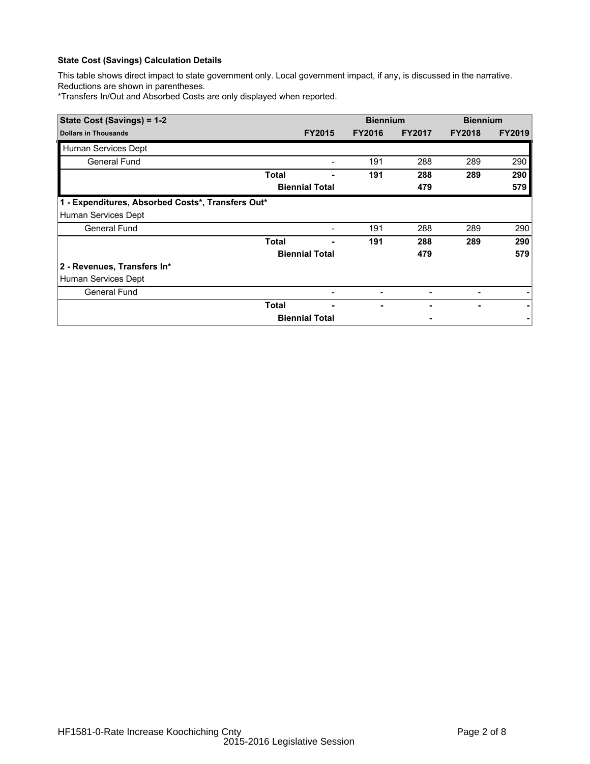**State Cost (Savings) Calculation Details**

This table shows direct impact to state government only. Local government impact, if any, is discussed in the narrative. Reductions are shown in parentheses.

*Transfers In/Out and Absorbed Costs are only displayed when reported.

| State Cost (Savings) = 1-2 | | | Biennium | | Biennium | |
|---|---|---|---|---|---|---|
| **Dollars in Thousands** | | **FY2015** | **FY2016** | **FY2017** | **FY2018** | **FY2019** |
| Human Services Dept | | | | | | |
| General Fund | | - | 191 | 288 | 289 | 290 |
| | **Total** | **-** | **191** | **288** | **289** | **290** |
| | **Biennial Total** | | | **479** | | **579** |
| **1 - Expenditures, Absorbed Costs*, Transfers Out*** | | | | | | |
| Human Services Dept | | | | | | |
| General Fund | | - | 191 | 288 | 289 | 290 |
| | **Total** | **-** | **191** | **288** | **289** | **290** |
| | **Biennial Total** | | | **479** | | **579** |
| **2 - Revenues, Transfers In*** | | | | | | |
| Human Services Dept | | | | | | |
| General Fund | | - | - | - | - | - |
| | **Total** | **-** | **-** | **-** | **-** | **-** |
| | **Biennial Total** | | | **-** | | **-** |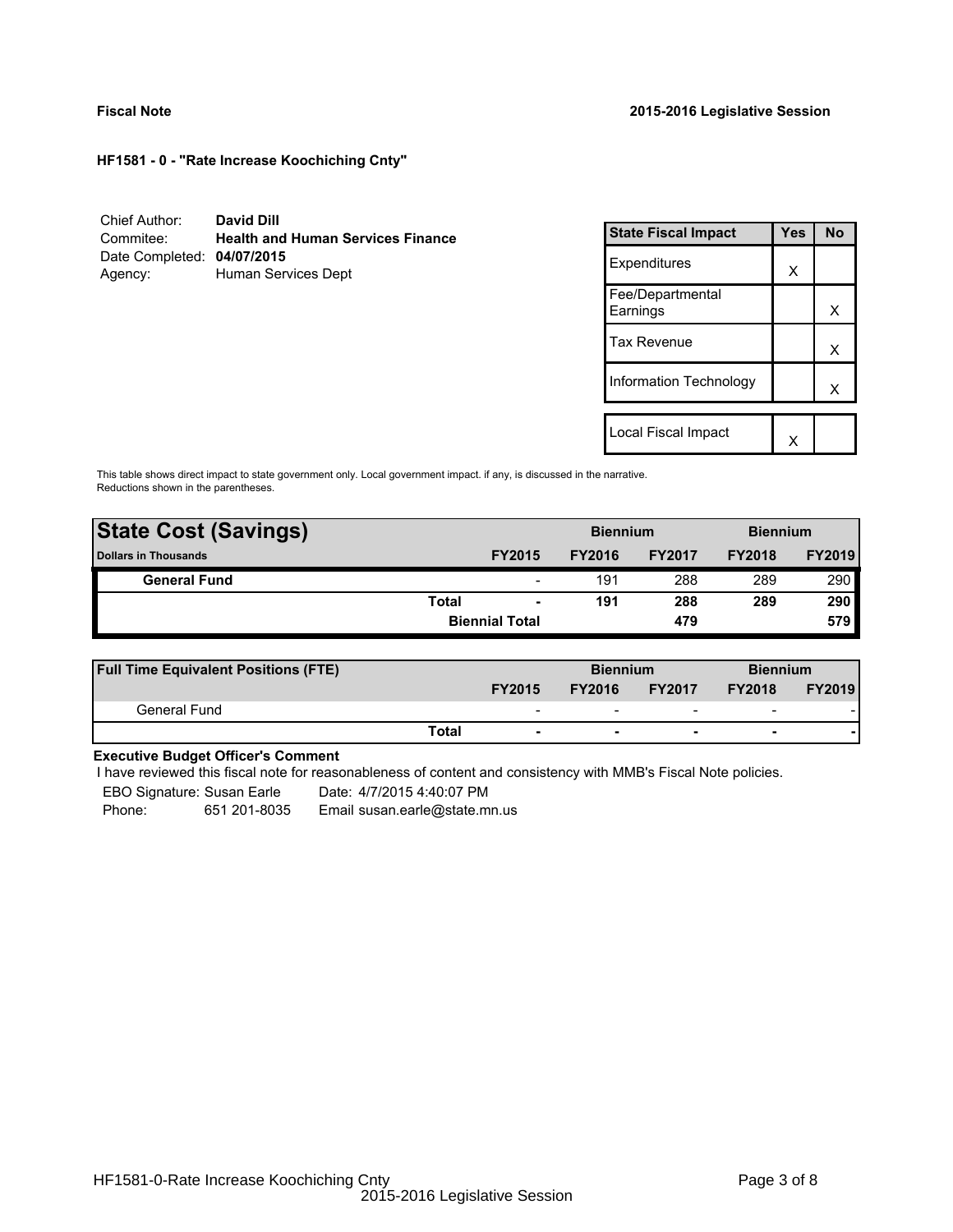**Fiscal Note** **2015-2016 Legislative Session**

### HF1581 - 0 - "Rate Increase Koochiching Cnty"

Chief Author: **David Dill**
Commitee: **Health and Human Services Finance**
Date Completed: **04/07/2015**
Agency: Human Services Dept

| State Fiscal Impact | Yes | No |
|---|---|---|
| Expenditures | X | |
| Fee/Departmental Earnings | | X |
| Tax Revenue | | X |
| Information Technology | | X |
| | | |
| Local Fiscal Impact | X | |

This table shows direct impact to state government only. Local government impact. if any, is discussed in the narrative. Reductions shown in the parentheses.

| State Cost (Savings) | | | Biennium | | Biennium | |
|---|---|---|---|---|---|---|
| Dollars in Thousands | | FY2015 | FY2016 | FY2017 | FY2018 | FY2019 |
| **General Fund** | | - | 191 | 288 | 289 | 290 |
| | **Total** | **-** | **191** | **288** | **289** | **290** |
| | | **Biennial Total** | | **479** | | **579** |

| Full Time Equivalent Positions (FTE) | | | Biennium | | Biennium | |
|---|---|---|---|---|---|---|
| | | FY2015 | FY2016 | FY2017 | FY2018 | FY2019 |
| General Fund | | - | - | - | - | - |
| | **Total** | **-** | **-** | **-** | **-** | **-** |

**Executive Budget Officer's Comment**

I have reviewed this fiscal note for reasonableness of content and consistency with MMB's Fiscal Note policies.

EBO Signature: Susan Earle Date: 4/7/2015 4:40:07 PM
Phone: 651 201-8035 Email susan.earle@state.mn.us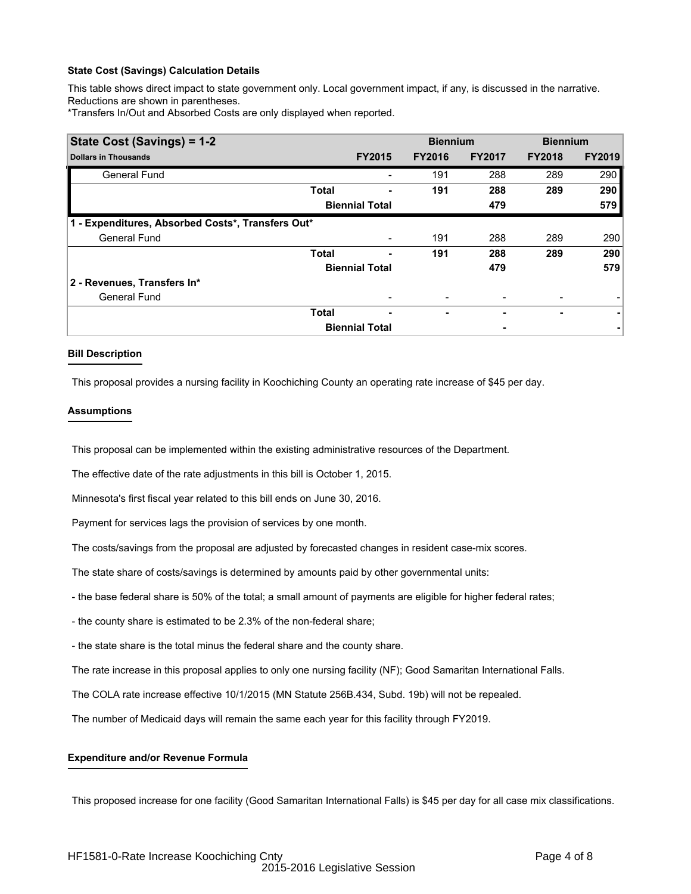### State Cost (Savings) Calculation Details

This table shows direct impact to state government only. Local government impact, if any, is discussed in the narrative. Reductions are shown in parentheses.

*Transfers In/Out and Absorbed Costs are only displayed when reported.

| State Cost (Savings) = 1-2 | | | Biennium | | Biennium | |
|---|---|---|---|---|---|---|
| **Dollars in Thousands** | | **FY2015** | **FY2016** | **FY2017** | **FY2018** | **FY2019** |
| General Fund | | - | 191 | 288 | 289 | 290 |
| | **Total** | **-** | **191** | **288** | **289** | **290** |
| | **Biennial Total** | | | **479** | | **579** |
| **1 - Expenditures, Absorbed Costs*, Transfers Out*** | | | | | | |
| General Fund | | - | 191 | 288 | 289 | 290 |
| | **Total** | **-** | **191** | **288** | **289** | **290** |
| | **Biennial Total** | | | **479** | | **579** |
| **2 - Revenues, Transfers In*** | | | | | | |
| General Fund | | - | - | - | - | - |
| | **Total** | **-** | **-** | **-** | **-** | **-** |
| | **Biennial Total** | | | **-** | | **-** |

### Bill Description

This proposal provides a nursing facility in Koochiching County an operating rate increase of $45 per day.

### Assumptions

This proposal can be implemented within the existing administrative resources of the Department.

The effective date of the rate adjustments in this bill is October 1, 2015.

Minnesota's first fiscal year related to this bill ends on June 30, 2016.

Payment for services lags the provision of services by one month.

The costs/savings from the proposal are adjusted by forecasted changes in resident case-mix scores.

The state share of costs/savings is determined by amounts paid by other governmental units:

- the base federal share is 50% of the total; a small amount of payments are eligible for higher federal rates;

- the county share is estimated to be 2.3% of the non-federal share;

- the state share is the total minus the federal share and the county share.

The rate increase in this proposal applies to only one nursing facility (NF); Good Samaritan International Falls.

The COLA rate increase effective 10/1/2015 (MN Statute 256B.434, Subd. 19b) will not be repealed.

The number of Medicaid days will remain the same each year for this facility through FY2019.

### Expenditure and/or Revenue Formula

This proposed increase for one facility (Good Samaritan International Falls) is $45 per day for all case mix classifications.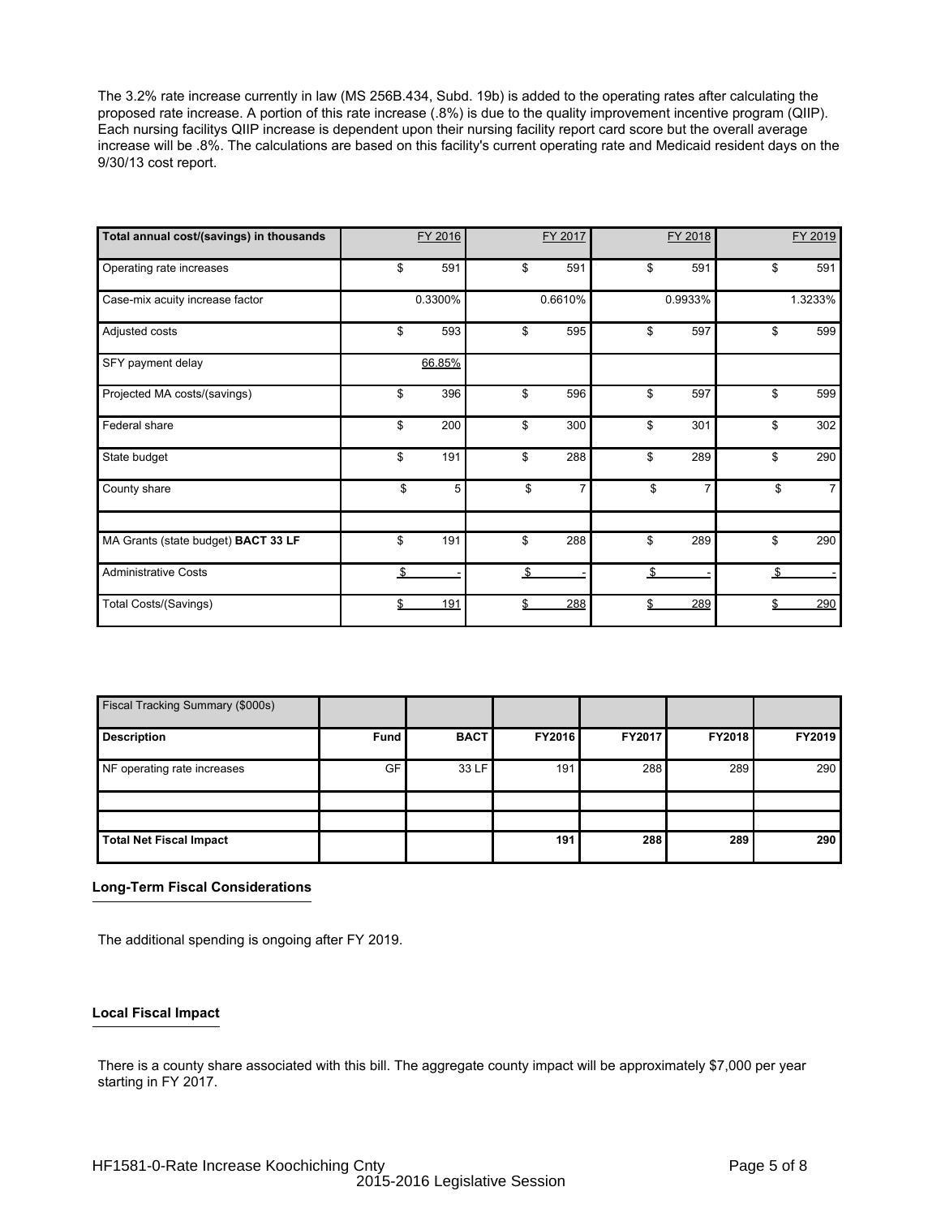The 3.2% rate increase currently in law (MS 256B.434, Subd. 19b) is added to the operating rates after calculating the proposed rate increase. A portion of this rate increase (.8%) is due to the quality improvement incentive program (QIIP). Each nursing facilitys QIIP increase is dependent upon their nursing facility report card score but the overall average increase will be .8%. The calculations are based on this facility's current operating rate and Medicaid resident days on the 9/30/13 cost report.

| Total annual cost/(savings) in thousands | FY 2016 | FY 2017 | FY 2018 | FY 2019 |
|---|---|---|---|---|
| Operating rate increases | $ 591 | $ 591 | $ 591 | $ 591 |
| Case-mix acuity increase factor | 0.3300% | 0.6610% | 0.9933% | 1.3233% |
| Adjusted costs | $ 593 | $ 595 | $ 597 | $ 599 |
| SFY payment delay | 66.85% | | | |
| Projected MA costs/(savings) | $ 396 | $ 596 | $ 597 | $ 599 |
| Federal share | $ 200 | $ 300 | $ 301 | $ 302 |
| State budget | $ 191 | $ 288 | $ 289 | $ 290 |
| County share | $ 5 | $ 7 | $ 7 | $ 7 |
| | | | | |
| MA Grants (state budget) **BACT 33 LF** | $ 191 | $ 288 | $ 289 | $ 290 |
| Administrative Costs | $ - | $ - | $ - | $ - |
| Total Costs/(Savings) | $ 191 | $ 288 | $ 289 | $ 290 |

| Fiscal Tracking Summary ($000s) | | | | | | |
|---|---|---|---|---|---|---|
| **Description** | **Fund** | **BACT** | **FY2016** | **FY2017** | **FY2018** | **FY2019** |
| NF operating rate increases | GF | 33 LF | 191 | 288 | 289 | 290 |
| | | | | | | |
| | | | | | | |
| **Total Net Fiscal Impact** | | | **191** | **288** | **289** | **290** |

**Long-Term Fiscal Considerations**

The additional spending is ongoing after FY 2019.

**Local Fiscal Impact**

There is a county share associated with this bill. The aggregate county impact will be approximately $7,000 per year starting in FY 2017.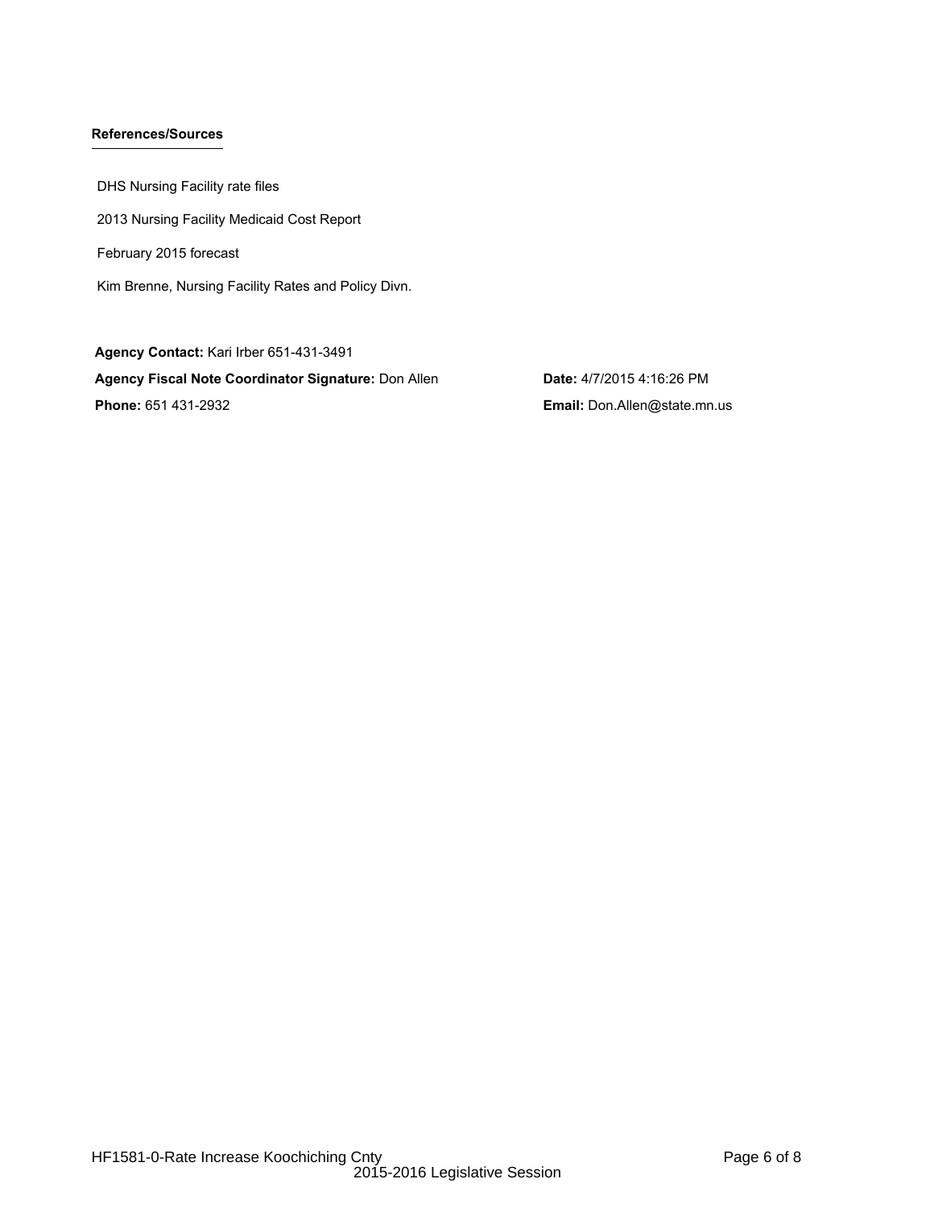### References/Sources

DHS Nursing Facility rate files

2013 Nursing Facility Medicaid Cost Report

February 2015 forecast

Kim Brenne, Nursing Facility Rates and Policy Divn.

**Agency Contact:** Kari Irber 651-431-3491

**Agency Fiscal Note Coordinator Signature:** Don Allen

**Date:** 4/7/2015 4:16:26 PM

**Phone:** 651 431-2932

**Email:** Don.Allen@state.mn.us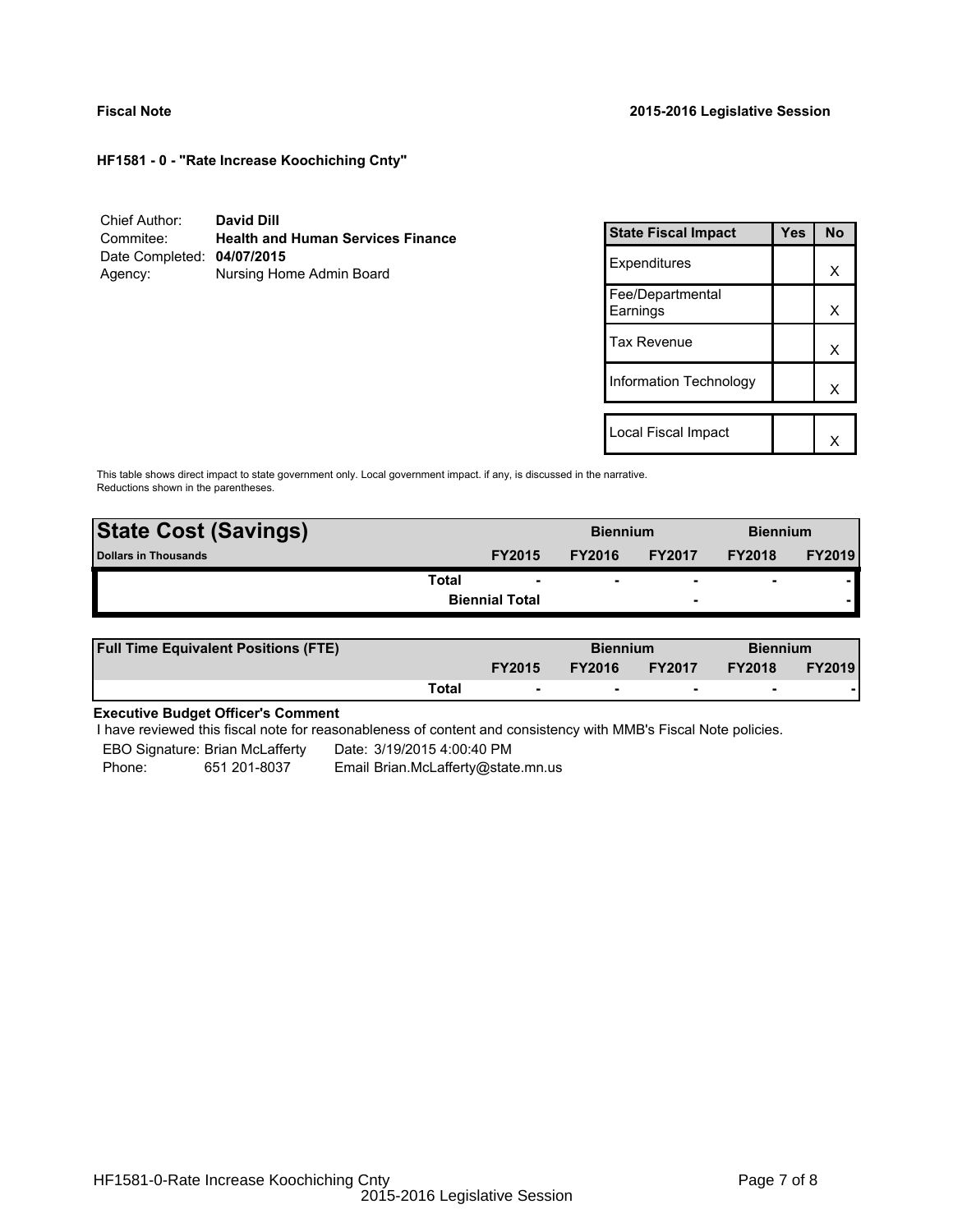**Fiscal Note** **2015-2016 Legislative Session**

**HF1581 - 0 - "Rate Increase Koochiching Cnty"**

Chief Author: **David Dill**
Commitee: **Health and Human Services Finance**
Date Completed: **04/07/2015**
Agency: Nursing Home Admin Board

| State Fiscal Impact | Yes | No |
|---|---|---|
| Expenditures | | X |
| Fee/Departmental Earnings | | X |
| Tax Revenue | | X |
| Information Technology | | X |
| | | |
| Local Fiscal Impact | | X |

This table shows direct impact to state government only. Local government impact. if any, is discussed in the narrative.
Reductions shown in the parentheses.

| **State Cost (Savings)** | | Biennium | | Biennium | |
|---|---|---|---|---|---|
| **Dollars in Thousands** | **FY2015** | **FY2016** | **FY2017** | **FY2018** | **FY2019** |
| **Total** | - | - | - | - | - |
| **Biennial Total** | | | - | | - |

| **Full Time Equivalent Positions (FTE)** | | Biennium | | Biennium | |
|---|---|---|---|---|---|
| | **FY2015** | **FY2016** | **FY2017** | **FY2018** | **FY2019** |
| **Total** | - | - | - | - | - |

**Executive Budget Officer's Comment**

I have reviewed this fiscal note for reasonableness of content and consistency with MMB's Fiscal Note policies.

EBO Signature: Brian McLafferty Date: 3/19/2015 4:00:40 PM
Phone: 651 201-8037 Email Brian.McLafferty@state.mn.us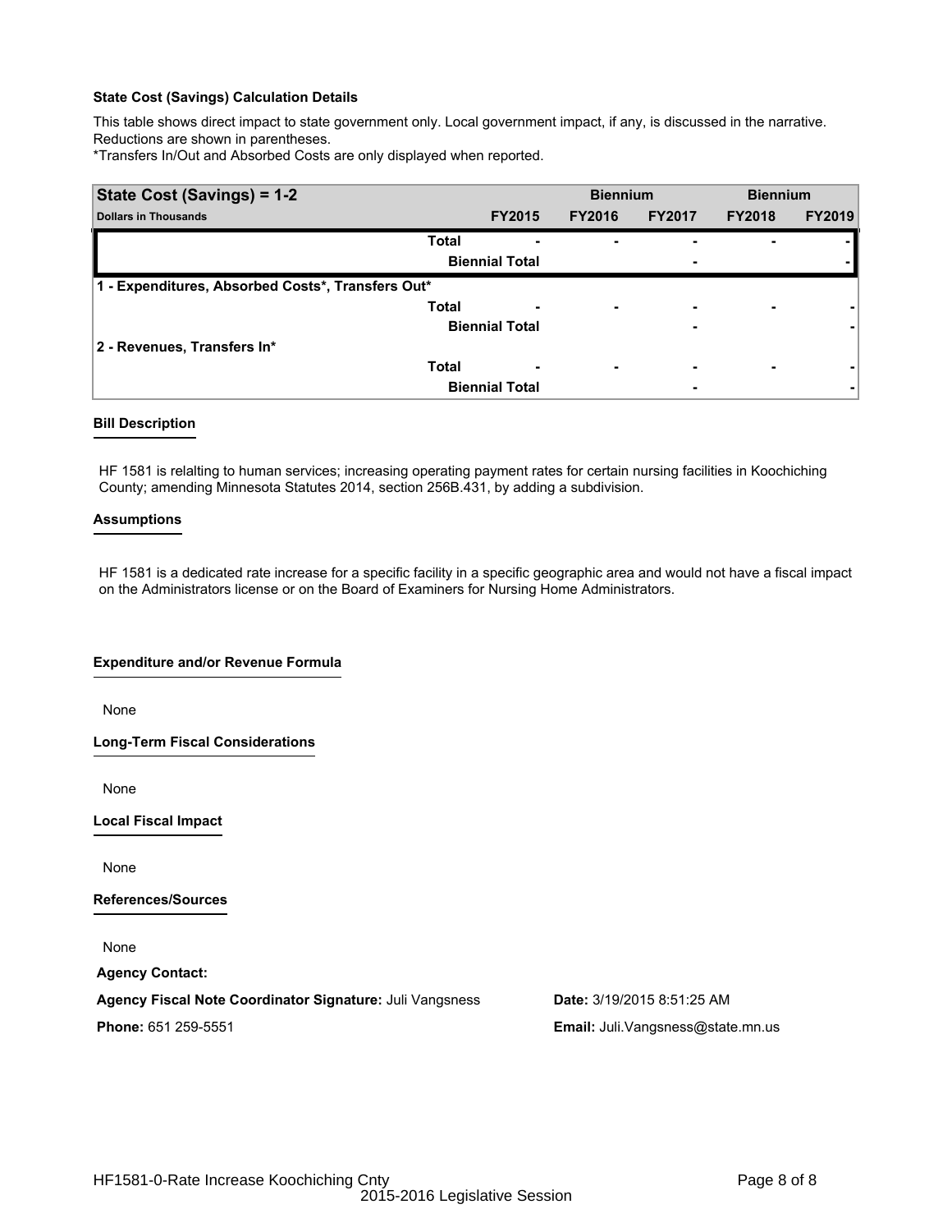**State Cost (Savings) Calculation Details**

This table shows direct impact to state government only. Local government impact, if any, is discussed in the narrative. Reductions are shown in parentheses.

*Transfers In/Out and Absorbed Costs are only displayed when reported.

| State Cost (Savings) = 1-2 | | Biennium | | Biennium | |
|---|---|---|---|---|---|
| Dollars in Thousands | FY2015 | FY2016 | FY2017 | FY2018 | FY2019 |
| Total | - | - | - | - | - |
| Biennial Total | | | - | | - |
| **1 - Expenditures, Absorbed Costs*, Transfers Out*** | | | | | |
| Total | - | - | - | - | - |
| Biennial Total | | | - | | - |
| **2 - Revenues, Transfers In*** | | | | | |
| Total | - | - | - | - | - |
| Biennial Total | | | - | | - |

**Bill Description**

HF 1581 is relalting to human services; increasing operating payment rates for certain nursing facilities in Koochiching County; amending Minnesota Statutes 2014, section 256B.431, by adding a subdivision.

**Assumptions**

HF 1581 is a dedicated rate increase for a specific facility in a specific geographic area and would not have a fiscal impact on the Administrators license or on the Board of Examiners for Nursing Home Administrators.

**Expenditure and/or Revenue Formula**

None

**Long-Term Fiscal Considerations**

None

**Local Fiscal Impact**

None

**References/Sources**

None

**Agency Contact:**

**Agency Fiscal Note Coordinator Signature:** Juli Vangsness

**Date:** 3/19/2015 8:51:25 AM

**Phone:** 651 259-5551

**Email:** Juli.Vangsness@state.mn.us